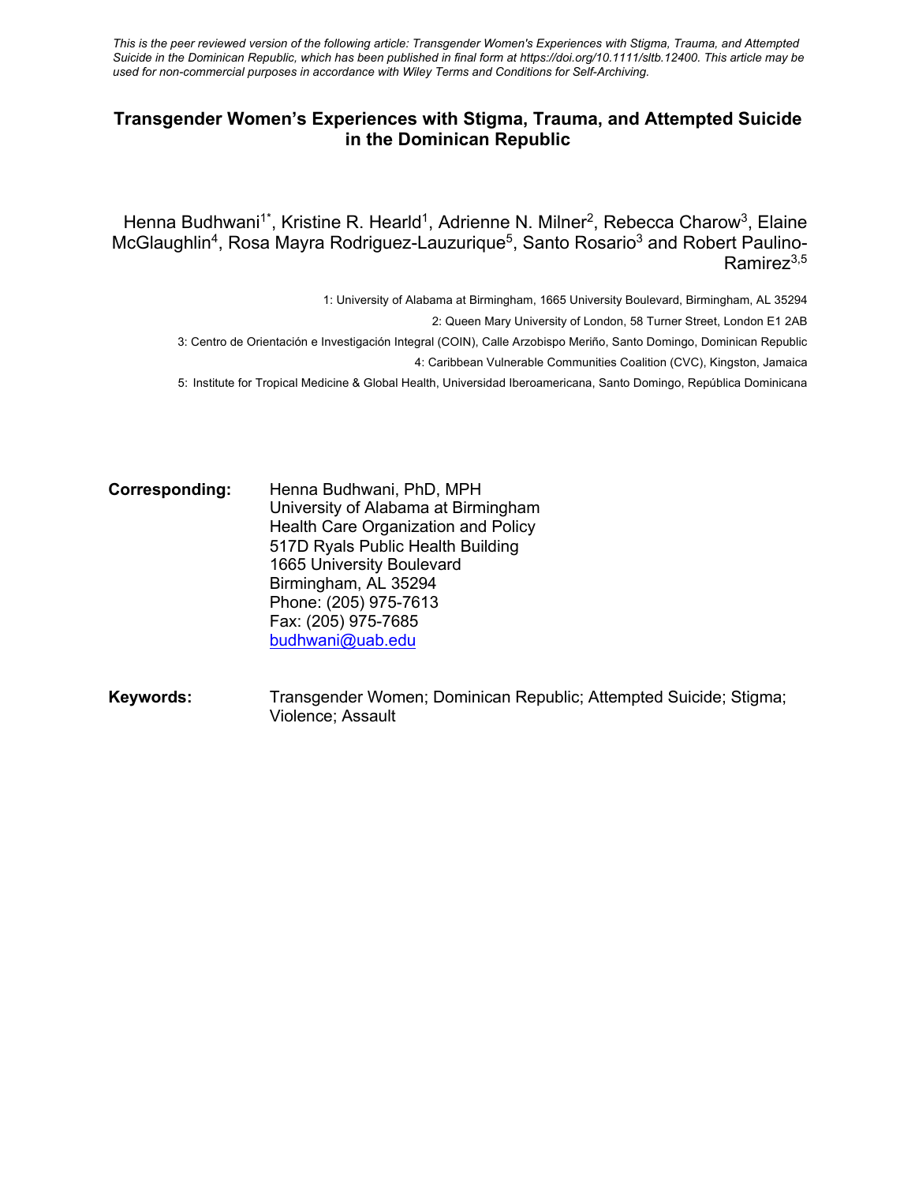*This is the peer reviewed version of the following article: Transgender Women's Experiences with Stigma, Trauma, and Attempted Suicide in the Dominican Republic, which has been published in final form at https://doi.org/10.1111/sltb.12400. This article may be used for non-commercial purposes in accordance with Wiley Terms and Conditions for Self-Archiving.*

# Transgender Women's Experiences with Stigma, Trauma, and Attempted Suicide in the Dominican Republic

Henna Budhwani[1*], Kristine R. Hearld[1], Adrienne N. Milner[2], Rebecca Charow[3], Elaine McGlaughlin[4], Rosa Mayra Rodriguez-Lauzurique[5], Santo Rosario[3] and Robert Paulino-Ramirez[3,5]

1: University of Alabama at Birmingham, 1665 University Boulevard, Birmingham, AL 35294

2: Queen Mary University of London, 58 Turner Street, London E1 2AB

3: Centro de Orientación e Investigación Integral (COIN), Calle Arzobispo Meriño, Santo Domingo, Dominican Republic

4: Caribbean Vulnerable Communities Coalition (CVC), Kingston, Jamaica

5: Institute for Tropical Medicine & Global Health, Universidad Iberoamericana, Santo Domingo, República Dominicana

**Corresponding:** Henna Budhwani, PhD, MPH
University of Alabama at Birmingham
Health Care Organization and Policy
517D Ryals Public Health Building
1665 University Boulevard
Birmingham, AL 35294
Phone: (205) 975-7613
Fax: (205) 975-7685
budhwani@uab.edu

**Keywords:** Transgender Women; Dominican Republic; Attempted Suicide; Stigma; Violence; Assault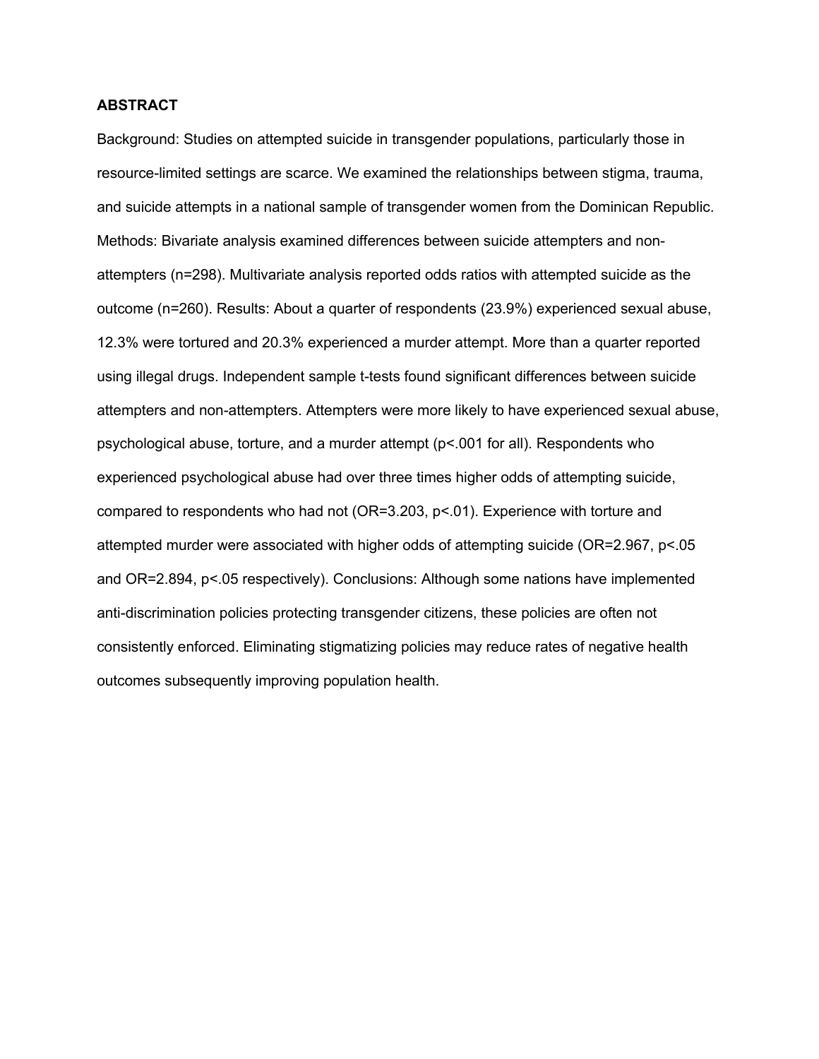**ABSTRACT**

Background: Studies on attempted suicide in transgender populations, particularly those in resource-limited settings are scarce. We examined the relationships between stigma, trauma, and suicide attempts in a national sample of transgender women from the Dominican Republic. Methods: Bivariate analysis examined differences between suicide attempters and non-attempters (n=298). Multivariate analysis reported odds ratios with attempted suicide as the outcome (n=260). Results: About a quarter of respondents (23.9%) experienced sexual abuse, 12.3% were tortured and 20.3% experienced a murder attempt. More than a quarter reported using illegal drugs. Independent sample t-tests found significant differences between suicide attempters and non-attempters. Attempters were more likely to have experienced sexual abuse, psychological abuse, torture, and a murder attempt ($p<.001$ for all). Respondents who experienced psychological abuse had over three times higher odds of attempting suicide, compared to respondents who had not (OR=3.203, $p<.01$). Experience with torture and attempted murder were associated with higher odds of attempting suicide (OR=2.967, $p<.05$ and OR=2.894, $p<.05$ respectively). Conclusions: Although some nations have implemented anti-discrimination policies protecting transgender citizens, these policies are often not consistently enforced. Eliminating stigmatizing policies may reduce rates of negative health outcomes subsequently improving population health.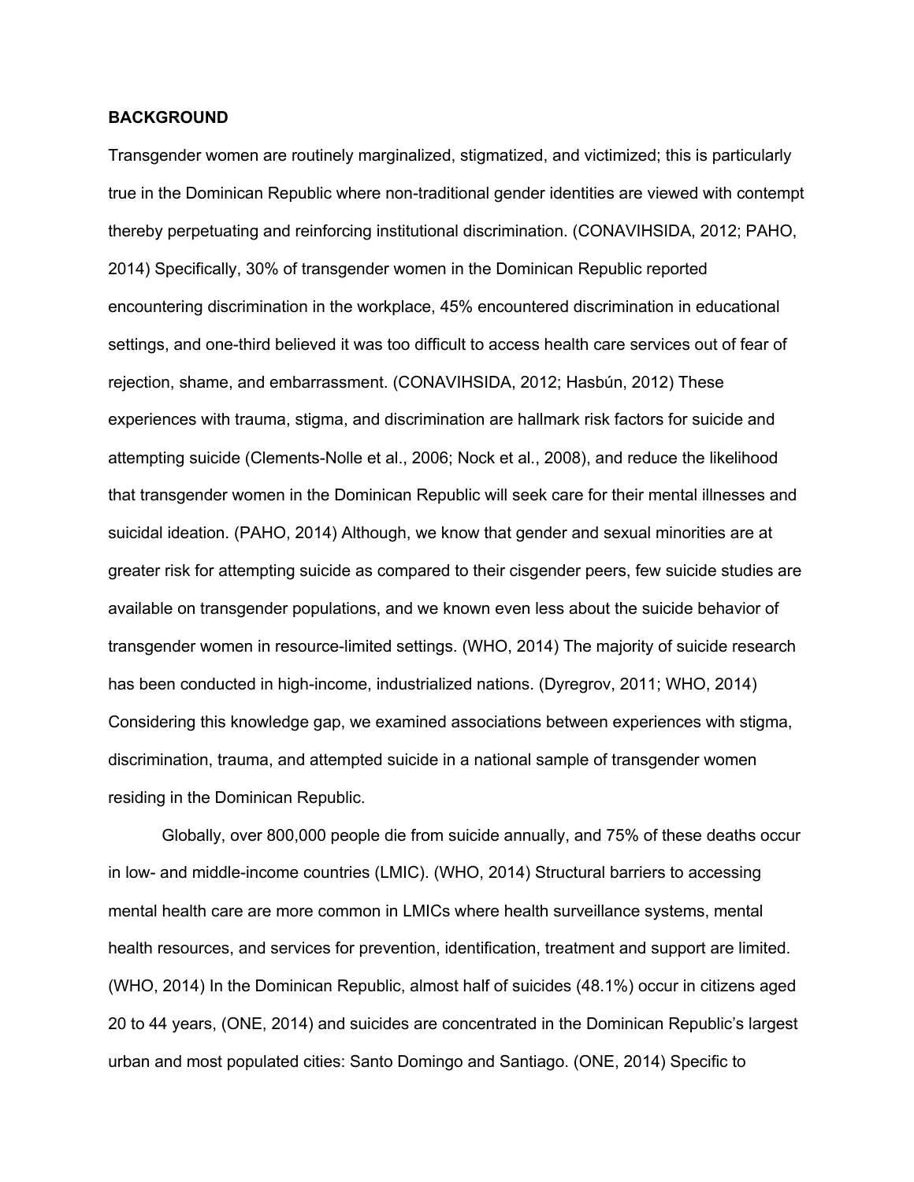**BACKGROUND**

Transgender women are routinely marginalized, stigmatized, and victimized; this is particularly true in the Dominican Republic where non-traditional gender identities are viewed with contempt thereby perpetuating and reinforcing institutional discrimination. (CONAVIHSIDA, 2012; PAHO, 2014) Specifically, 30% of transgender women in the Dominican Republic reported encountering discrimination in the workplace, 45% encountered discrimination in educational settings, and one-third believed it was too difficult to access health care services out of fear of rejection, shame, and embarrassment. (CONAVIHSIDA, 2012; Hasbún, 2012) These experiences with trauma, stigma, and discrimination are hallmark risk factors for suicide and attempting suicide (Clements-Nolle et al., 2006; Nock et al., 2008), and reduce the likelihood that transgender women in the Dominican Republic will seek care for their mental illnesses and suicidal ideation. (PAHO, 2014) Although, we know that gender and sexual minorities are at greater risk for attempting suicide as compared to their cisgender peers, few suicide studies are available on transgender populations, and we known even less about the suicide behavior of transgender women in resource-limited settings. (WHO, 2014) The majority of suicide research has been conducted in high-income, industrialized nations. (Dyregrov, 2011; WHO, 2014) Considering this knowledge gap, we examined associations between experiences with stigma, discrimination, trauma, and attempted suicide in a national sample of transgender women residing in the Dominican Republic.

Globally, over 800,000 people die from suicide annually, and 75% of these deaths occur in low- and middle-income countries (LMIC). (WHO, 2014) Structural barriers to accessing mental health care are more common in LMICs where health surveillance systems, mental health resources, and services for prevention, identification, treatment and support are limited. (WHO, 2014) In the Dominican Republic, almost half of suicides (48.1%) occur in citizens aged 20 to 44 years, (ONE, 2014) and suicides are concentrated in the Dominican Republic's largest urban and most populated cities: Santo Domingo and Santiago. (ONE, 2014) Specific to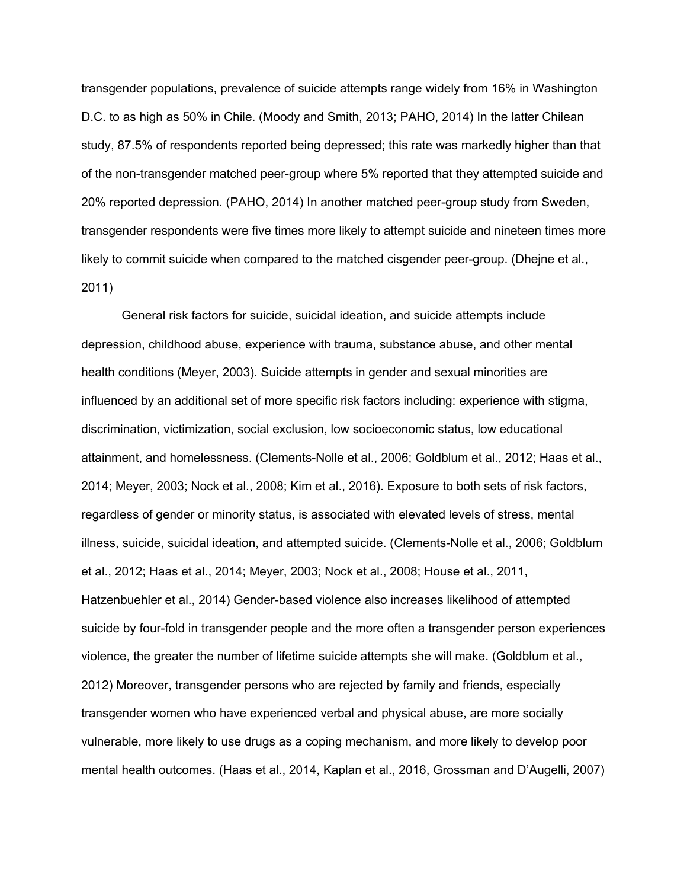transgender populations, prevalence of suicide attempts range widely from 16% in Washington D.C. to as high as 50% in Chile. (Moody and Smith, 2013; PAHO, 2014) In the latter Chilean study, 87.5% of respondents reported being depressed; this rate was markedly higher than that of the non-transgender matched peer-group where 5% reported that they attempted suicide and 20% reported depression. (PAHO, 2014) In another matched peer-group study from Sweden, transgender respondents were five times more likely to attempt suicide and nineteen times more likely to commit suicide when compared to the matched cisgender peer-group. (Dhejne et al., 2011)

General risk factors for suicide, suicidal ideation, and suicide attempts include depression, childhood abuse, experience with trauma, substance abuse, and other mental health conditions (Meyer, 2003). Suicide attempts in gender and sexual minorities are influenced by an additional set of more specific risk factors including: experience with stigma, discrimination, victimization, social exclusion, low socioeconomic status, low educational attainment, and homelessness. (Clements-Nolle et al., 2006; Goldblum et al., 2012; Haas et al., 2014; Meyer, 2003; Nock et al., 2008; Kim et al., 2016). Exposure to both sets of risk factors, regardless of gender or minority status, is associated with elevated levels of stress, mental illness, suicide, suicidal ideation, and attempted suicide. (Clements-Nolle et al., 2006; Goldblum et al., 2012; Haas et al., 2014; Meyer, 2003; Nock et al., 2008; House et al., 2011, Hatzenbuehler et al., 2014) Gender-based violence also increases likelihood of attempted suicide by four-fold in transgender people and the more often a transgender person experiences violence, the greater the number of lifetime suicide attempts she will make. (Goldblum et al., 2012) Moreover, transgender persons who are rejected by family and friends, especially transgender women who have experienced verbal and physical abuse, are more socially vulnerable, more likely to use drugs as a coping mechanism, and more likely to develop poor mental health outcomes. (Haas et al., 2014, Kaplan et al., 2016, Grossman and D'Augelli, 2007)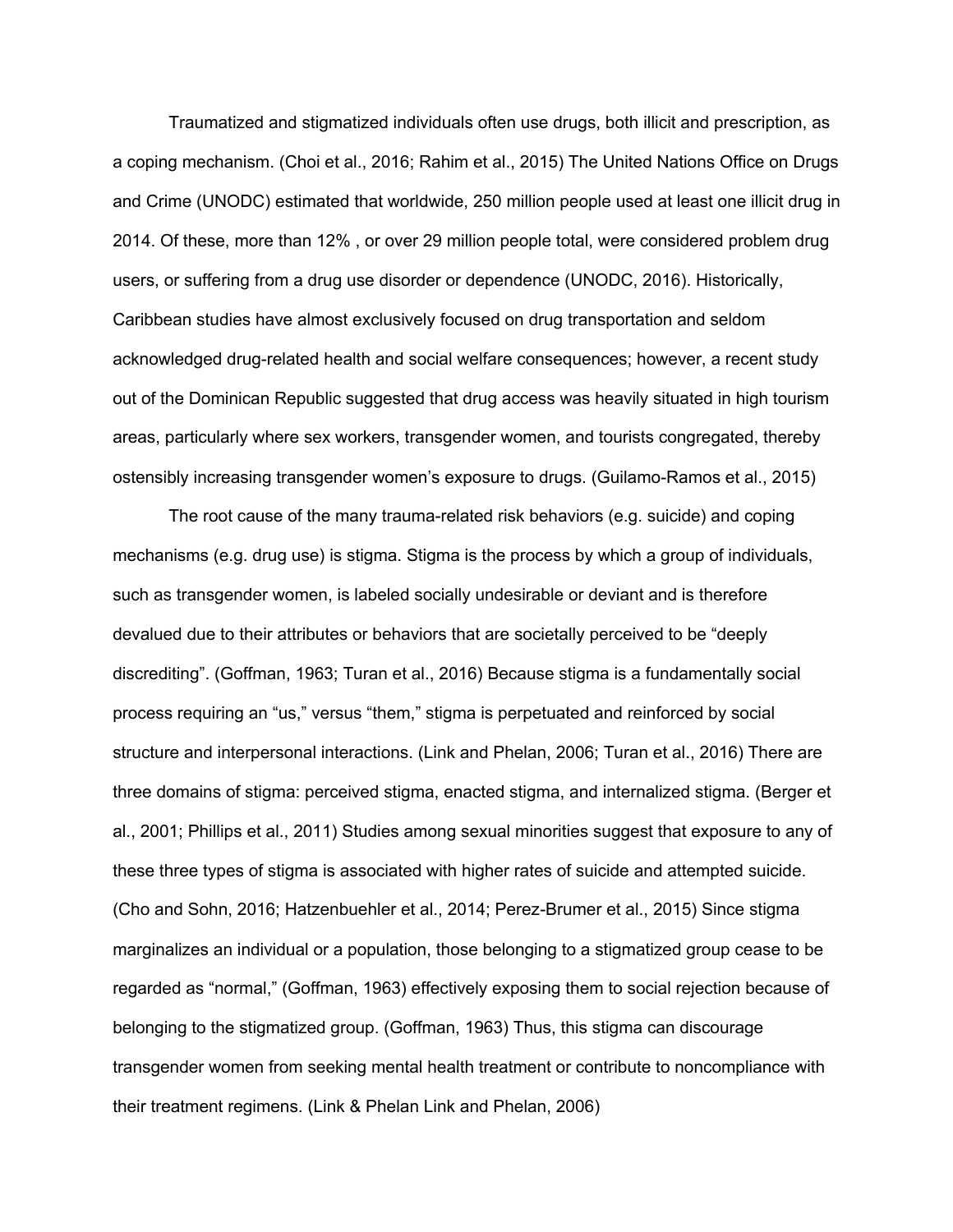Traumatized and stigmatized individuals often use drugs, both illicit and prescription, as a coping mechanism. (Choi et al., 2016; Rahim et al., 2015) The United Nations Office on Drugs and Crime (UNODC) estimated that worldwide, 250 million people used at least one illicit drug in 2014. Of these, more than 12% , or over 29 million people total, were considered problem drug users, or suffering from a drug use disorder or dependence (UNODC, 2016). Historically, Caribbean studies have almost exclusively focused on drug transportation and seldom acknowledged drug-related health and social welfare consequences; however, a recent study out of the Dominican Republic suggested that drug access was heavily situated in high tourism areas, particularly where sex workers, transgender women, and tourists congregated, thereby ostensibly increasing transgender women's exposure to drugs. (Guilamo-Ramos et al., 2015)

The root cause of the many trauma-related risk behaviors (e.g. suicide) and coping mechanisms (e.g. drug use) is stigma. Stigma is the process by which a group of individuals, such as transgender women, is labeled socially undesirable or deviant and is therefore devalued due to their attributes or behaviors that are societally perceived to be "deeply discrediting". (Goffman, 1963; Turan et al., 2016) Because stigma is a fundamentally social process requiring an "us," versus "them," stigma is perpetuated and reinforced by social structure and interpersonal interactions. (Link and Phelan, 2006; Turan et al., 2016) There are three domains of stigma: perceived stigma, enacted stigma, and internalized stigma. (Berger et al., 2001; Phillips et al., 2011) Studies among sexual minorities suggest that exposure to any of these three types of stigma is associated with higher rates of suicide and attempted suicide. (Cho and Sohn, 2016; Hatzenbuehler et al., 2014; Perez-Brumer et al., 2015) Since stigma marginalizes an individual or a population, those belonging to a stigmatized group cease to be regarded as "normal," (Goffman, 1963) effectively exposing them to social rejection because of belonging to the stigmatized group. (Goffman, 1963) Thus, this stigma can discourage transgender women from seeking mental health treatment or contribute to noncompliance with their treatment regimens. (Link & Phelan Link and Phelan, 2006)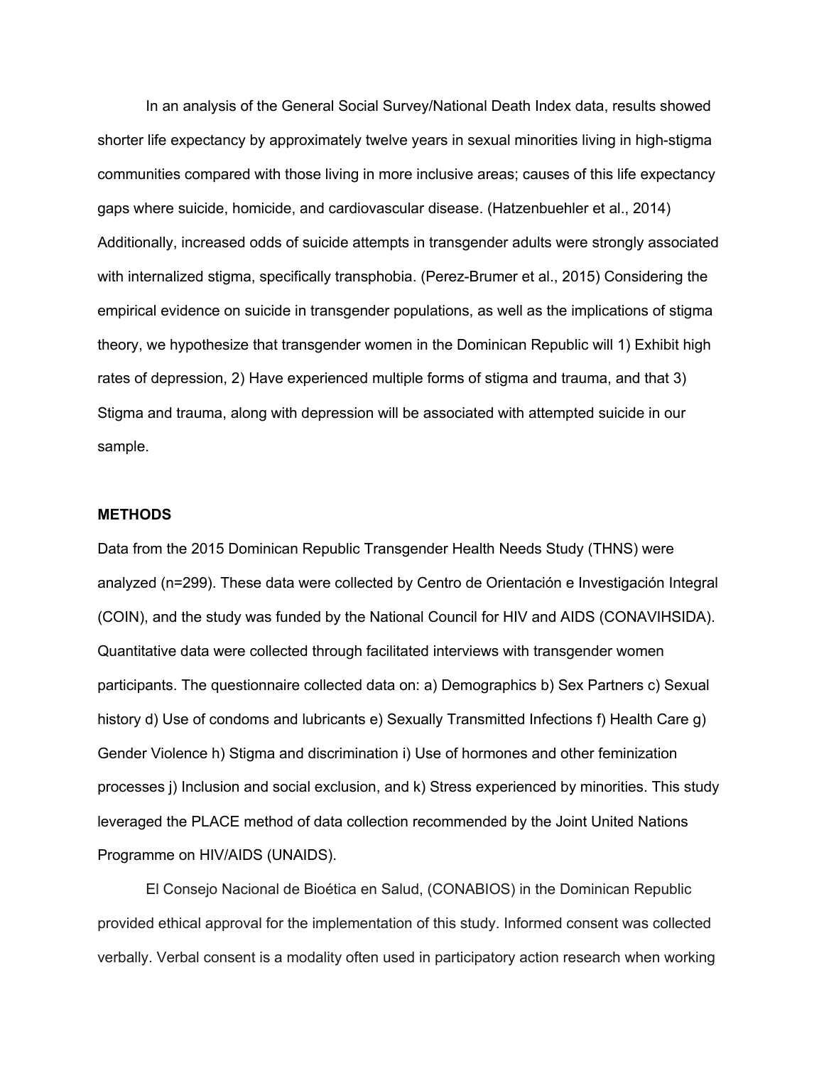In an analysis of the General Social Survey/National Death Index data, results showed shorter life expectancy by approximately twelve years in sexual minorities living in high-stigma communities compared with those living in more inclusive areas; causes of this life expectancy gaps where suicide, homicide, and cardiovascular disease. (Hatzenbuehler et al., 2014) Additionally, increased odds of suicide attempts in transgender adults were strongly associated with internalized stigma, specifically transphobia. (Perez-Brumer et al., 2015) Considering the empirical evidence on suicide in transgender populations, as well as the implications of stigma theory, we hypothesize that transgender women in the Dominican Republic will 1) Exhibit high rates of depression, 2) Have experienced multiple forms of stigma and trauma, and that 3) Stigma and trauma, along with depression will be associated with attempted suicide in our sample.

**METHODS**

Data from the 2015 Dominican Republic Transgender Health Needs Study (THNS) were analyzed (n=299). These data were collected by Centro de Orientación e Investigación Integral (COIN), and the study was funded by the National Council for HIV and AIDS (CONAVIHSIDA). Quantitative data were collected through facilitated interviews with transgender women participants. The questionnaire collected data on: a) Demographics b) Sex Partners c) Sexual history d) Use of condoms and lubricants e) Sexually Transmitted Infections f) Health Care g) Gender Violence h) Stigma and discrimination i) Use of hormones and other feminization processes j) Inclusion and social exclusion, and k) Stress experienced by minorities. This study leveraged the PLACE method of data collection recommended by the Joint United Nations Programme on HIV/AIDS (UNAIDS).

El Consejo Nacional de Bioética en Salud, (CONABIOS) in the Dominican Republic provided ethical approval for the implementation of this study. Informed consent was collected verbally. Verbal consent is a modality often used in participatory action research when working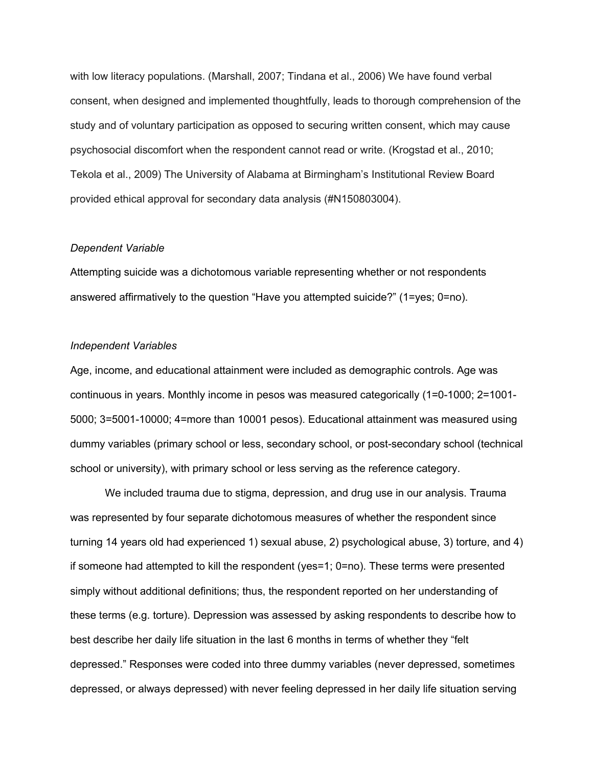with low literacy populations. (Marshall, 2007; Tindana et al., 2006) We have found verbal consent, when designed and implemented thoughtfully, leads to thorough comprehension of the study and of voluntary participation as opposed to securing written consent, which may cause psychosocial discomfort when the respondent cannot read or write. (Krogstad et al., 2010; Tekola et al., 2009) The University of Alabama at Birmingham's Institutional Review Board provided ethical approval for secondary data analysis (#N150803004).

*Dependent Variable*

Attempting suicide was a dichotomous variable representing whether or not respondents answered affirmatively to the question "Have you attempted suicide?" (1=yes; 0=no).

*Independent Variables*

Age, income, and educational attainment were included as demographic controls. Age was continuous in years. Monthly income in pesos was measured categorically (1=0-1000; 2=1001-5000; 3=5001-10000; 4=more than 10001 pesos). Educational attainment was measured using dummy variables (primary school or less, secondary school, or post-secondary school (technical school or university), with primary school or less serving as the reference category.

We included trauma due to stigma, depression, and drug use in our analysis. Trauma was represented by four separate dichotomous measures of whether the respondent since turning 14 years old had experienced 1) sexual abuse, 2) psychological abuse, 3) torture, and 4) if someone had attempted to kill the respondent (yes=1; 0=no). These terms were presented simply without additional definitions; thus, the respondent reported on her understanding of these terms (e.g. torture). Depression was assessed by asking respondents to describe how to best describe her daily life situation in the last 6 months in terms of whether they "felt depressed." Responses were coded into three dummy variables (never depressed, sometimes depressed, or always depressed) with never feeling depressed in her daily life situation serving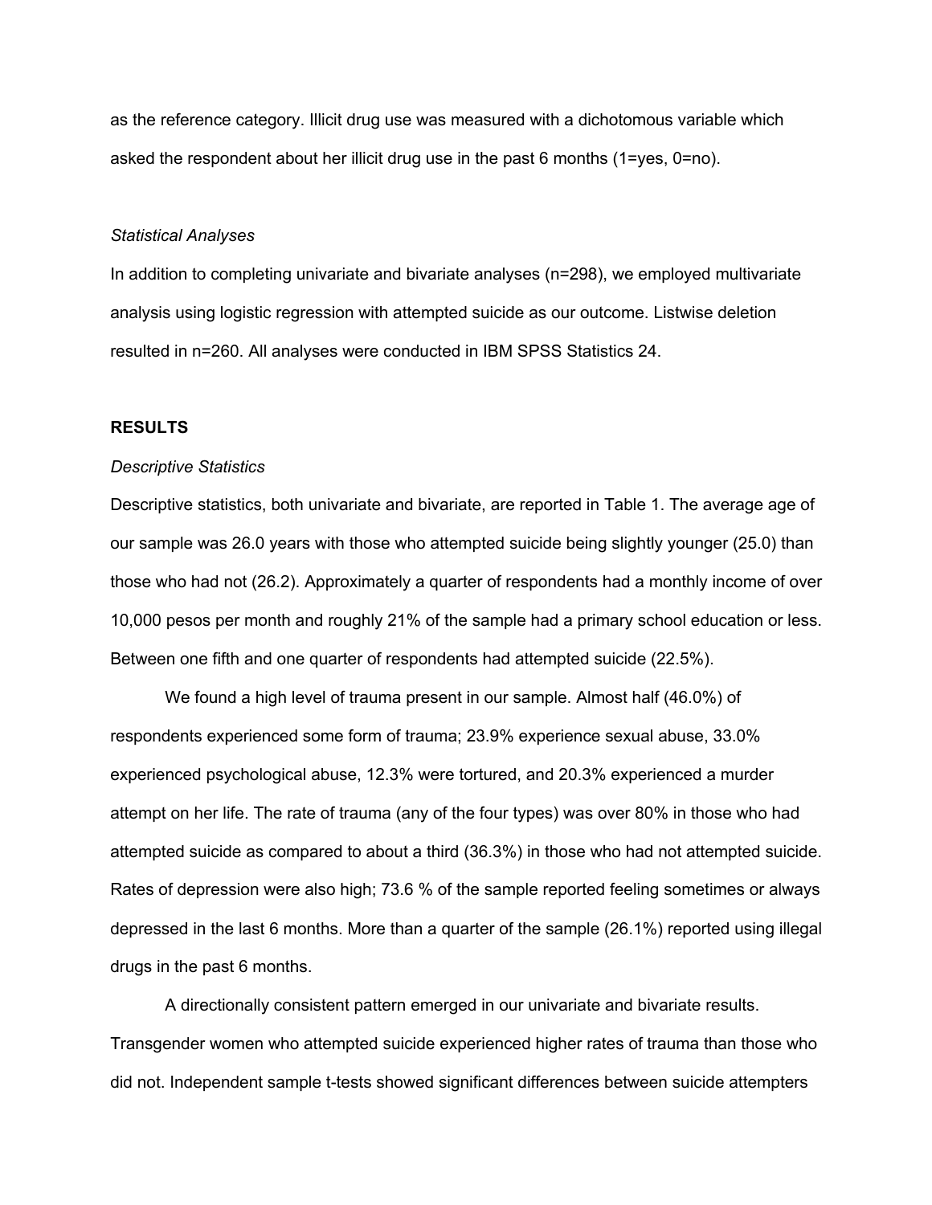as the reference category. Illicit drug use was measured with a dichotomous variable which asked the respondent about her illicit drug use in the past 6 months (1=yes, 0=no).

*Statistical Analyses*

In addition to completing univariate and bivariate analyses (n=298), we employed multivariate analysis using logistic regression with attempted suicide as our outcome. Listwise deletion resulted in n=260. All analyses were conducted in IBM SPSS Statistics 24.

**RESULTS**

*Descriptive Statistics*

Descriptive statistics, both univariate and bivariate, are reported in Table 1. The average age of our sample was 26.0 years with those who attempted suicide being slightly younger (25.0) than those who had not (26.2). Approximately a quarter of respondents had a monthly income of over 10,000 pesos per month and roughly 21% of the sample had a primary school education or less. Between one fifth and one quarter of respondents had attempted suicide (22.5%).

We found a high level of trauma present in our sample. Almost half (46.0%) of respondents experienced some form of trauma; 23.9% experience sexual abuse, 33.0% experienced psychological abuse, 12.3% were tortured, and 20.3% experienced a murder attempt on her life. The rate of trauma (any of the four types) was over 80% in those who had attempted suicide as compared to about a third (36.3%) in those who had not attempted suicide. Rates of depression were also high; 73.6 % of the sample reported feeling sometimes or always depressed in the last 6 months. More than a quarter of the sample (26.1%) reported using illegal drugs in the past 6 months.

A directionally consistent pattern emerged in our univariate and bivariate results. Transgender women who attempted suicide experienced higher rates of trauma than those who did not. Independent sample t-tests showed significant differences between suicide attempters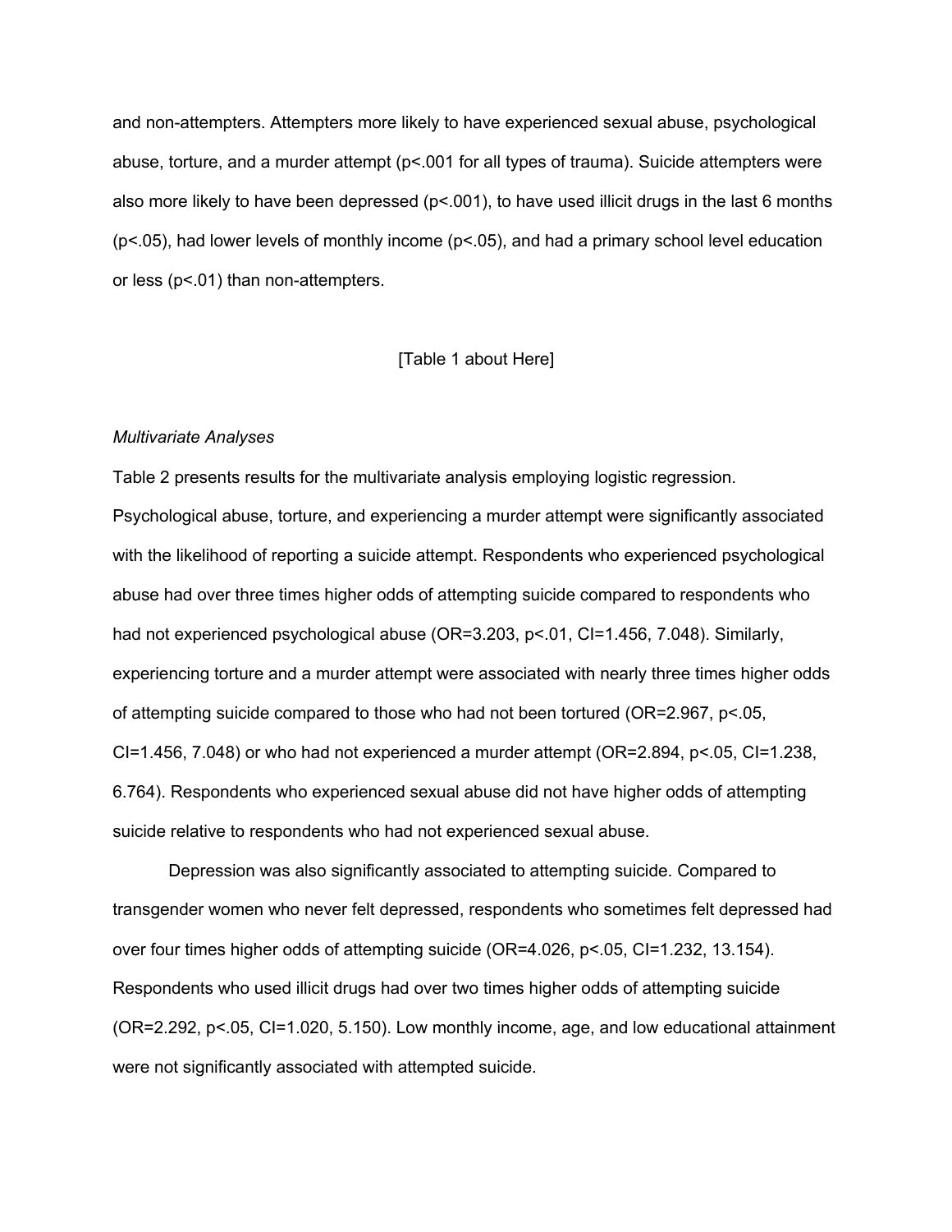and non-attempters. Attempters more likely to have experienced sexual abuse, psychological abuse, torture, and a murder attempt ($p<.001$ for all types of trauma). Suicide attempters were also more likely to have been depressed ($p<.001$), to have used illicit drugs in the last 6 months ($p<.05$), had lower levels of monthly income ($p<.05$), and had a primary school level education or less ($p<.01$) than non-attempters.

[Table 1 about Here]

*Multivariate Analyses*

Table 2 presents results for the multivariate analysis employing logistic regression. Psychological abuse, torture, and experiencing a murder attempt were significantly associated with the likelihood of reporting a suicide attempt. Respondents who experienced psychological abuse had over three times higher odds of attempting suicide compared to respondents who had not experienced psychological abuse (OR=3.203, $p<.01$, CI=1.456, 7.048). Similarly, experiencing torture and a murder attempt were associated with nearly three times higher odds of attempting suicide compared to those who had not been tortured (OR=2.967, $p<.05$, CI=1.456, 7.048) or who had not experienced a murder attempt (OR=2.894, $p<.05$, CI=1.238, 6.764). Respondents who experienced sexual abuse did not have higher odds of attempting suicide relative to respondents who had not experienced sexual abuse.

Depression was also significantly associated to attempting suicide. Compared to transgender women who never felt depressed, respondents who sometimes felt depressed had over four times higher odds of attempting suicide (OR=4.026, $p<.05$, CI=1.232, 13.154). Respondents who used illicit drugs had over two times higher odds of attempting suicide (OR=2.292, $p<.05$, CI=1.020, 5.150). Low monthly income, age, and low educational attainment were not significantly associated with attempted suicide.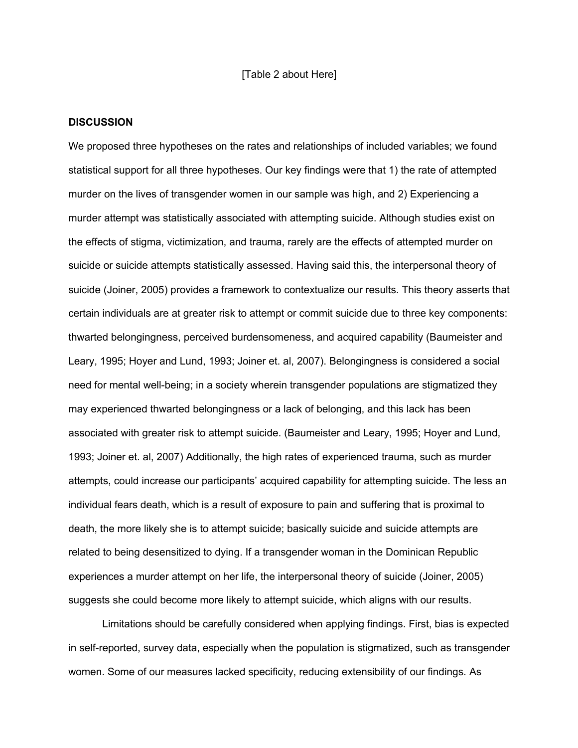[Table 2 about Here]

**DISCUSSION**

We proposed three hypotheses on the rates and relationships of included variables; we found statistical support for all three hypotheses. Our key findings were that 1) the rate of attempted murder on the lives of transgender women in our sample was high, and 2) Experiencing a murder attempt was statistically associated with attempting suicide. Although studies exist on the effects of stigma, victimization, and trauma, rarely are the effects of attempted murder on suicide or suicide attempts statistically assessed. Having said this, the interpersonal theory of suicide (Joiner, 2005) provides a framework to contextualize our results. This theory asserts that certain individuals are at greater risk to attempt or commit suicide due to three key components: thwarted belongingness, perceived burdensomeness, and acquired capability (Baumeister and Leary, 1995; Hoyer and Lund, 1993; Joiner et. al, 2007). Belongingness is considered a social need for mental well-being; in a society wherein transgender populations are stigmatized they may experienced thwarted belongingness or a lack of belonging, and this lack has been associated with greater risk to attempt suicide. (Baumeister and Leary, 1995; Hoyer and Lund, 1993; Joiner et. al, 2007) Additionally, the high rates of experienced trauma, such as murder attempts, could increase our participants' acquired capability for attempting suicide. The less an individual fears death, which is a result of exposure to pain and suffering that is proximal to death, the more likely she is to attempt suicide; basically suicide and suicide attempts are related to being desensitized to dying. If a transgender woman in the Dominican Republic experiences a murder attempt on her life, the interpersonal theory of suicide (Joiner, 2005) suggests she could become more likely to attempt suicide, which aligns with our results.

Limitations should be carefully considered when applying findings. First, bias is expected in self-reported, survey data, especially when the population is stigmatized, such as transgender women. Some of our measures lacked specificity, reducing extensibility of our findings. As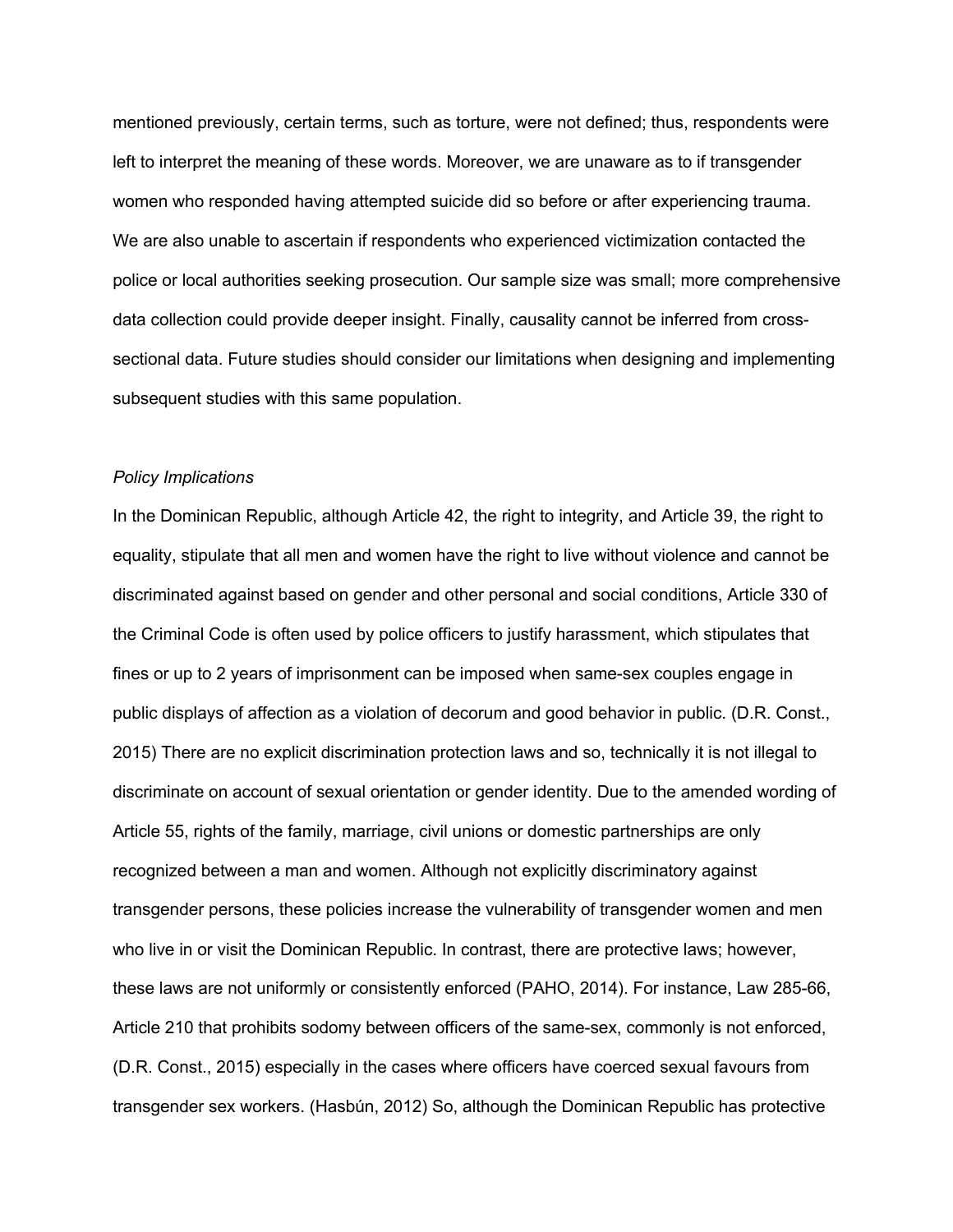mentioned previously, certain terms, such as torture, were not defined; thus, respondents were left to interpret the meaning of these words. Moreover, we are unaware as to if transgender women who responded having attempted suicide did so before or after experiencing trauma. We are also unable to ascertain if respondents who experienced victimization contacted the police or local authorities seeking prosecution. Our sample size was small; more comprehensive data collection could provide deeper insight. Finally, causality cannot be inferred from cross-sectional data. Future studies should consider our limitations when designing and implementing subsequent studies with this same population.

*Policy Implications*

In the Dominican Republic, although Article 42, the right to integrity, and Article 39, the right to equality, stipulate that all men and women have the right to live without violence and cannot be discriminated against based on gender and other personal and social conditions, Article 330 of the Criminal Code is often used by police officers to justify harassment, which stipulates that fines or up to 2 years of imprisonment can be imposed when same-sex couples engage in public displays of affection as a violation of decorum and good behavior in public. (D.R. Const., 2015) There are no explicit discrimination protection laws and so, technically it is not illegal to discriminate on account of sexual orientation or gender identity. Due to the amended wording of Article 55, rights of the family, marriage, civil unions or domestic partnerships are only recognized between a man and women. Although not explicitly discriminatory against transgender persons, these policies increase the vulnerability of transgender women and men who live in or visit the Dominican Republic. In contrast, there are protective laws; however, these laws are not uniformly or consistently enforced (PAHO, 2014). For instance, Law 285-66, Article 210 that prohibits sodomy between officers of the same-sex, commonly is not enforced, (D.R. Const., 2015) especially in the cases where officers have coerced sexual favours from transgender sex workers. (Hasbún, 2012) So, although the Dominican Republic has protective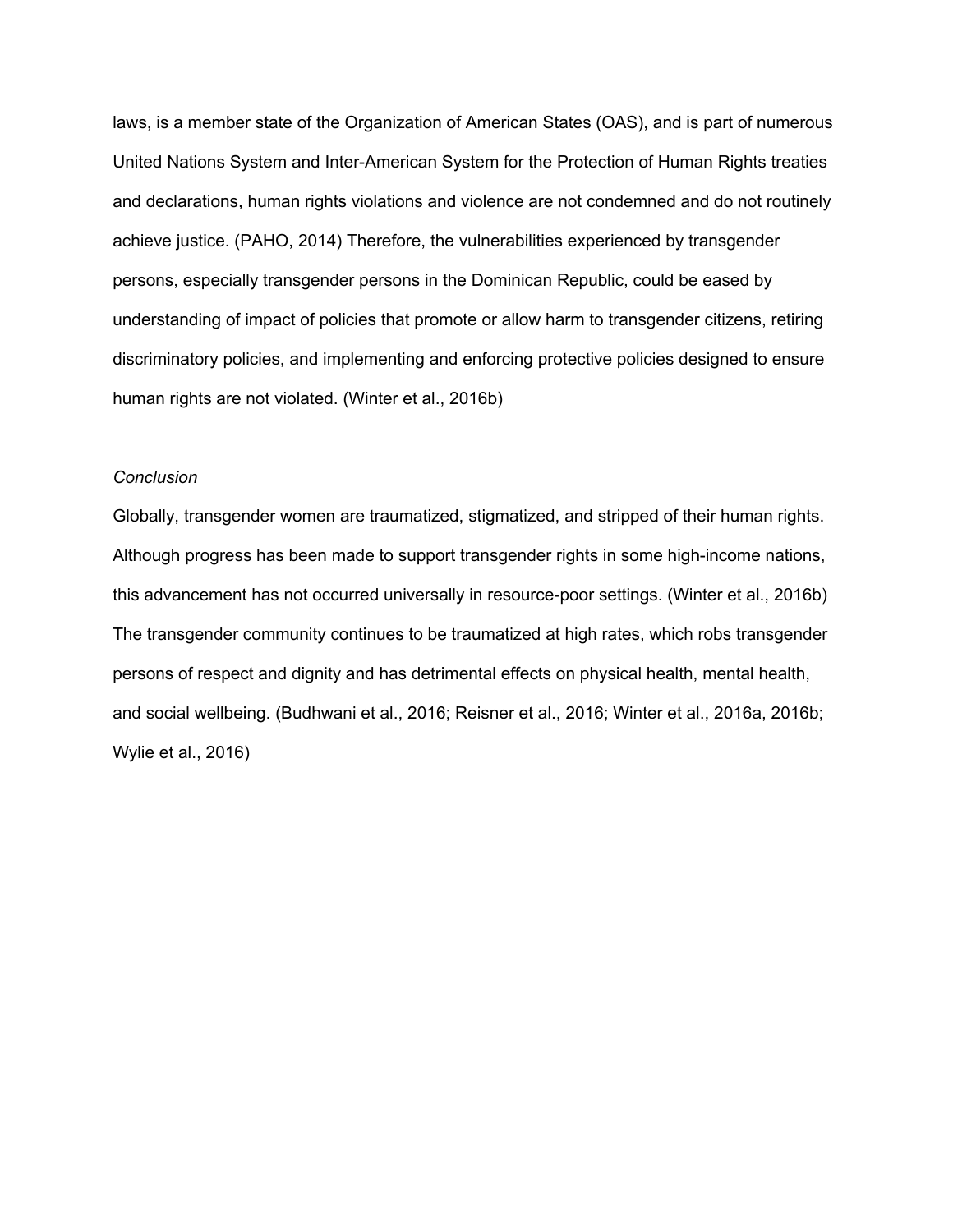laws, is a member state of the Organization of American States (OAS), and is part of numerous United Nations System and Inter-American System for the Protection of Human Rights treaties and declarations, human rights violations and violence are not condemned and do not routinely achieve justice. (PAHO, 2014) Therefore, the vulnerabilities experienced by transgender persons, especially transgender persons in the Dominican Republic, could be eased by understanding of impact of policies that promote or allow harm to transgender citizens, retiring discriminatory policies, and implementing and enforcing protective policies designed to ensure human rights are not violated. (Winter et al., 2016b)

*Conclusion*

Globally, transgender women are traumatized, stigmatized, and stripped of their human rights. Although progress has been made to support transgender rights in some high-income nations, this advancement has not occurred universally in resource-poor settings. (Winter et al., 2016b) The transgender community continues to be traumatized at high rates, which robs transgender persons of respect and dignity and has detrimental effects on physical health, mental health, and social wellbeing. (Budhwani et al., 2016; Reisner et al., 2016; Winter et al., 2016a, 2016b; Wylie et al., 2016)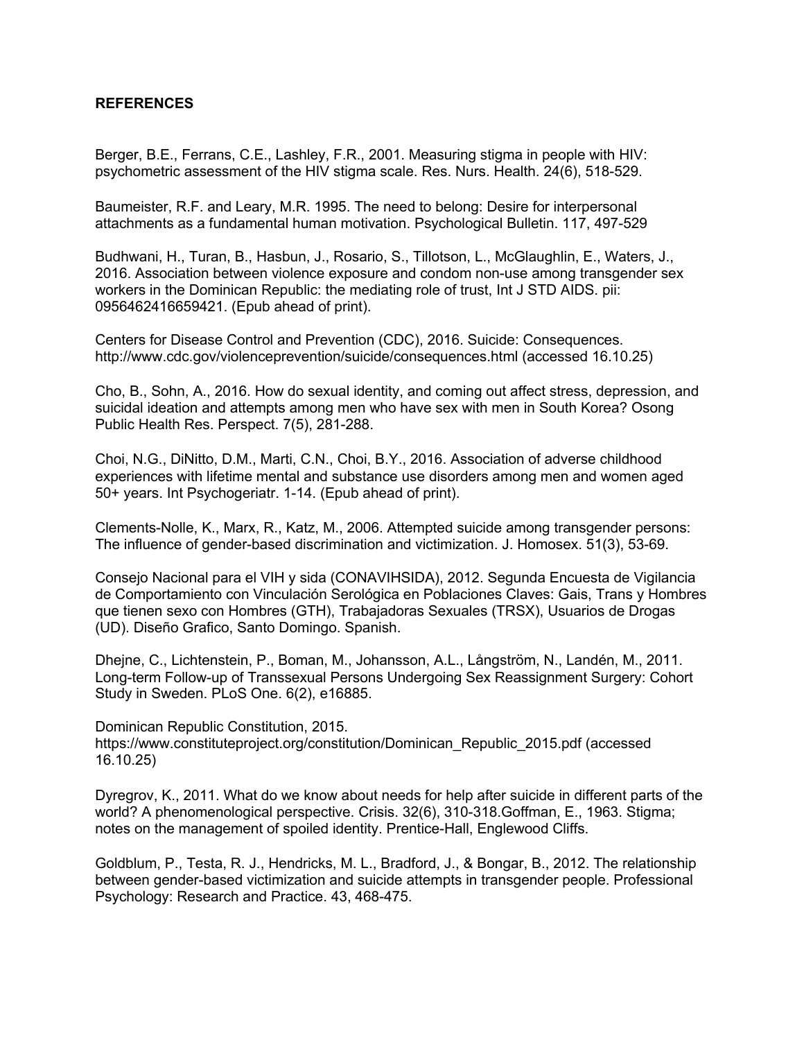**REFERENCES**

Berger, B.E., Ferrans, C.E., Lashley, F.R., 2001. Measuring stigma in people with HIV: psychometric assessment of the HIV stigma scale. Res. Nurs. Health. 24(6), 518-529.

Baumeister, R.F. and Leary, M.R. 1995. The need to belong: Desire for interpersonal attachments as a fundamental human motivation. Psychological Bulletin. 117, 497-529

Budhwani, H., Turan, B., Hasbun, J., Rosario, S., Tillotson, L., McGlaughlin, E., Waters, J., 2016. Association between violence exposure and condom non-use among transgender sex workers in the Dominican Republic: the mediating role of trust, Int J STD AIDS. pii: 0956462416659421. (Epub ahead of print).

Centers for Disease Control and Prevention (CDC), 2016. Suicide: Consequences. http://www.cdc.gov/violenceprevention/suicide/consequences.html (accessed 16.10.25)

Cho, B., Sohn, A., 2016. How do sexual identity, and coming out affect stress, depression, and suicidal ideation and attempts among men who have sex with men in South Korea? Osong Public Health Res. Perspect. 7(5), 281-288.

Choi, N.G., DiNitto, D.M., Marti, C.N., Choi, B.Y., 2016. Association of adverse childhood experiences with lifetime mental and substance use disorders among men and women aged 50+ years. Int Psychogeriatr. 1-14. (Epub ahead of print).

Clements-Nolle, K., Marx, R., Katz, M., 2006. Attempted suicide among transgender persons: The influence of gender-based discrimination and victimization. J. Homosex. 51(3), 53-69.

Consejo Nacional para el VIH y sida (CONAVIHSIDA), 2012. Segunda Encuesta de Vigilancia de Comportamiento con Vinculación Serológica en Poblaciones Claves: Gais, Trans y Hombres que tienen sexo con Hombres (GTH), Trabajadoras Sexuales (TRSX), Usuarios de Drogas (UD). Diseño Grafico, Santo Domingo. Spanish.

Dhejne, C., Lichtenstein, P., Boman, M., Johansson, A.L., Långström, N., Landén, M., 2011. Long-term Follow-up of Transsexual Persons Undergoing Sex Reassignment Surgery: Cohort Study in Sweden. PLoS One. 6(2), e16885.

Dominican Republic Constitution, 2015. https://www.constituteproject.org/constitution/Dominican_Republic_2015.pdf (accessed 16.10.25)

Dyregrov, K., 2011. What do we know about needs for help after suicide in different parts of the world? A phenomenological perspective. Crisis. 32(6), 310-318.Goffman, E., 1963. Stigma; notes on the management of spoiled identity. Prentice-Hall, Englewood Cliffs.

Goldblum, P., Testa, R. J., Hendricks, M. L., Bradford, J., & Bongar, B., 2012. The relationship between gender-based victimization and suicide attempts in transgender people. Professional Psychology: Research and Practice. 43, 468-475.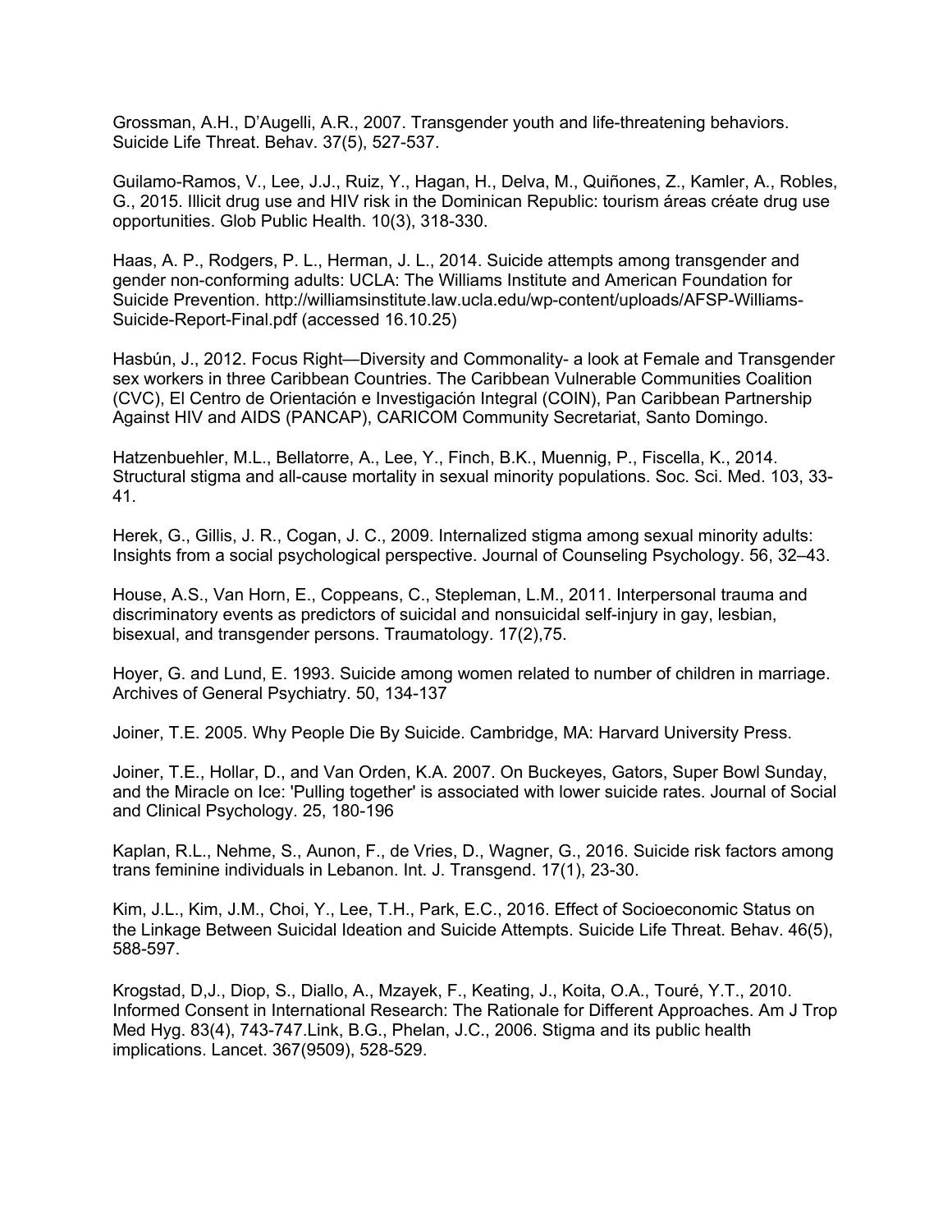Grossman, A.H., D'Augelli, A.R., 2007. Transgender youth and life-threatening behaviors. Suicide Life Threat. Behav. 37(5), 527-537.

Guilamo-Ramos, V., Lee, J.J., Ruiz, Y., Hagan, H., Delva, M., Quiñones, Z., Kamler, A., Robles, G., 2015. Illicit drug use and HIV risk in the Dominican Republic: tourism áreas créate drug use opportunities. Glob Public Health. 10(3), 318-330.

Haas, A. P., Rodgers, P. L., Herman, J. L., 2014. Suicide attempts among transgender and gender non-conforming adults: UCLA: The Williams Institute and American Foundation for Suicide Prevention. http://williamsinstitute.law.ucla.edu/wp-content/uploads/AFSP-Williams-Suicide-Report-Final.pdf (accessed 16.10.25)

Hasbún, J., 2012. Focus Right—Diversity and Commonality- a look at Female and Transgender sex workers in three Caribbean Countries. The Caribbean Vulnerable Communities Coalition (CVC), El Centro de Orientación e Investigación Integral (COIN), Pan Caribbean Partnership Against HIV and AIDS (PANCAP), CARICOM Community Secretariat, Santo Domingo.

Hatzenbuehler, M.L., Bellatorre, A., Lee, Y., Finch, B.K., Muennig, P., Fiscella, K., 2014. Structural stigma and all-cause mortality in sexual minority populations. Soc. Sci. Med. 103, 33-41.

Herek, G., Gillis, J. R., Cogan, J. C., 2009. Internalized stigma among sexual minority adults: Insights from a social psychological perspective. Journal of Counseling Psychology. 56, 32–43.

House, A.S., Van Horn, E., Coppeans, C., Stepleman, L.M., 2011. Interpersonal trauma and discriminatory events as predictors of suicidal and nonsuicidal self-injury in gay, lesbian, bisexual, and transgender persons. Traumatology. 17(2),75.

Hoyer, G. and Lund, E. 1993. Suicide among women related to number of children in marriage. Archives of General Psychiatry. 50, 134-137

Joiner, T.E. 2005. Why People Die By Suicide. Cambridge, MA: Harvard University Press.

Joiner, T.E., Hollar, D., and Van Orden, K.A. 2007. On Buckeyes, Gators, Super Bowl Sunday, and the Miracle on Ice: 'Pulling together' is associated with lower suicide rates. Journal of Social and Clinical Psychology. 25, 180-196

Kaplan, R.L., Nehme, S., Aunon, F., de Vries, D., Wagner, G., 2016. Suicide risk factors among trans feminine individuals in Lebanon. Int. J. Transgend. 17(1), 23-30.

Kim, J.L., Kim, J.M., Choi, Y., Lee, T.H., Park, E.C., 2016. Effect of Socioeconomic Status on the Linkage Between Suicidal Ideation and Suicide Attempts. Suicide Life Threat. Behav. 46(5), 588-597.

Krogstad, D,J., Diop, S., Diallo, A., Mzayek, F., Keating, J., Koita, O.A., Touré, Y.T., 2010. Informed Consent in International Research: The Rationale for Different Approaches. Am J Trop Med Hyg. 83(4), 743-747.Link, B.G., Phelan, J.C., 2006. Stigma and its public health implications. Lancet. 367(9509), 528-529.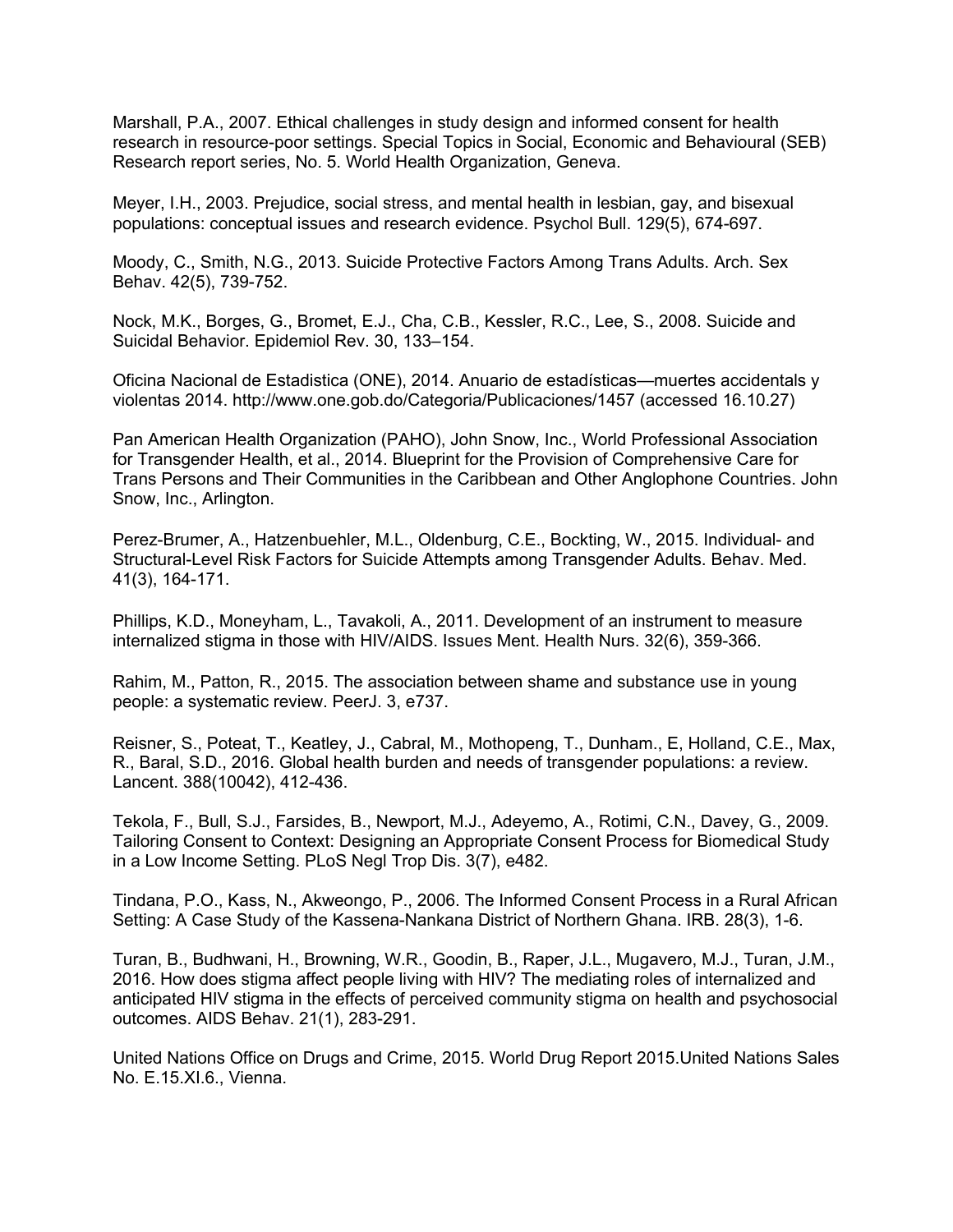Marshall, P.A., 2007. Ethical challenges in study design and informed consent for health research in resource-poor settings. Special Topics in Social, Economic and Behavioural (SEB) Research report series, No. 5. World Health Organization, Geneva.

Meyer, I.H., 2003. Prejudice, social stress, and mental health in lesbian, gay, and bisexual populations: conceptual issues and research evidence. Psychol Bull. 129(5), 674-697.

Moody, C., Smith, N.G., 2013. Suicide Protective Factors Among Trans Adults. Arch. Sex Behav. 42(5), 739-752.

Nock, M.K., Borges, G., Bromet, E.J., Cha, C.B., Kessler, R.C., Lee, S., 2008. Suicide and Suicidal Behavior. Epidemiol Rev. 30, 133–154.

Oficina Nacional de Estadistica (ONE), 2014. Anuario de estadísticas—muertes accidentals y violentas 2014. http://www.one.gob.do/Categoria/Publicaciones/1457 (accessed 16.10.27)

Pan American Health Organization (PAHO), John Snow, Inc., World Professional Association for Transgender Health, et al., 2014. Blueprint for the Provision of Comprehensive Care for Trans Persons and Their Communities in the Caribbean and Other Anglophone Countries. John Snow, Inc., Arlington.

Perez-Brumer, A., Hatzenbuehler, M.L., Oldenburg, C.E., Bockting, W., 2015. Individual- and Structural-Level Risk Factors for Suicide Attempts among Transgender Adults. Behav. Med. 41(3), 164-171.

Phillips, K.D., Moneyham, L., Tavakoli, A., 2011. Development of an instrument to measure internalized stigma in those with HIV/AIDS. Issues Ment. Health Nurs. 32(6), 359-366.

Rahim, M., Patton, R., 2015. The association between shame and substance use in young people: a systematic review. PeerJ. 3, e737.

Reisner, S., Poteat, T., Keatley, J., Cabral, M., Mothopeng, T., Dunham., E, Holland, C.E., Max, R., Baral, S.D., 2016. Global health burden and needs of transgender populations: a review. Lancent. 388(10042), 412-436.

Tekola, F., Bull, S.J., Farsides, B., Newport, M.J., Adeyemo, A., Rotimi, C.N., Davey, G., 2009. Tailoring Consent to Context: Designing an Appropriate Consent Process for Biomedical Study in a Low Income Setting. PLoS Negl Trop Dis. 3(7), e482.

Tindana, P.O., Kass, N., Akweongo, P., 2006. The Informed Consent Process in a Rural African Setting: A Case Study of the Kassena-Nankana District of Northern Ghana. IRB. 28(3), 1-6.

Turan, B., Budhwani, H., Browning, W.R., Goodin, B., Raper, J.L., Mugavero, M.J., Turan, J.M., 2016. How does stigma affect people living with HIV? The mediating roles of internalized and anticipated HIV stigma in the effects of perceived community stigma on health and psychosocial outcomes. AIDS Behav. 21(1), 283-291.

United Nations Office on Drugs and Crime, 2015. World Drug Report 2015.United Nations Sales No. E.15.XI.6., Vienna.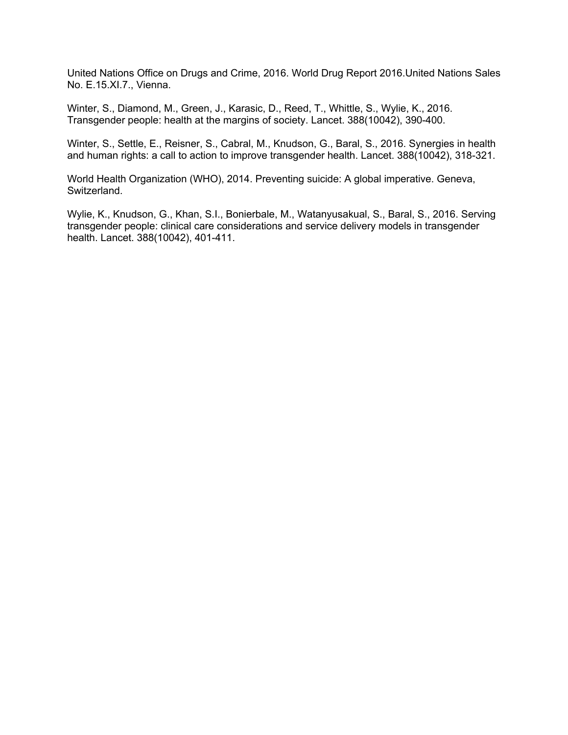United Nations Office on Drugs and Crime, 2016. World Drug Report 2016.United Nations Sales No. E.15.XI.7., Vienna.

Winter, S., Diamond, M., Green, J., Karasic, D., Reed, T., Whittle, S., Wylie, K., 2016. Transgender people: health at the margins of society. Lancet. 388(10042), 390-400.

Winter, S., Settle, E., Reisner, S., Cabral, M., Knudson, G., Baral, S., 2016. Synergies in health and human rights: a call to action to improve transgender health. Lancet. 388(10042), 318-321.

World Health Organization (WHO), 2014. Preventing suicide: A global imperative. Geneva, Switzerland.

Wylie, K., Knudson, G., Khan, S.I., Bonierbale, M., Watanyusakual, S., Baral, S., 2016. Serving transgender people: clinical care considerations and service delivery models in transgender health. Lancet. 388(10042), 401-411.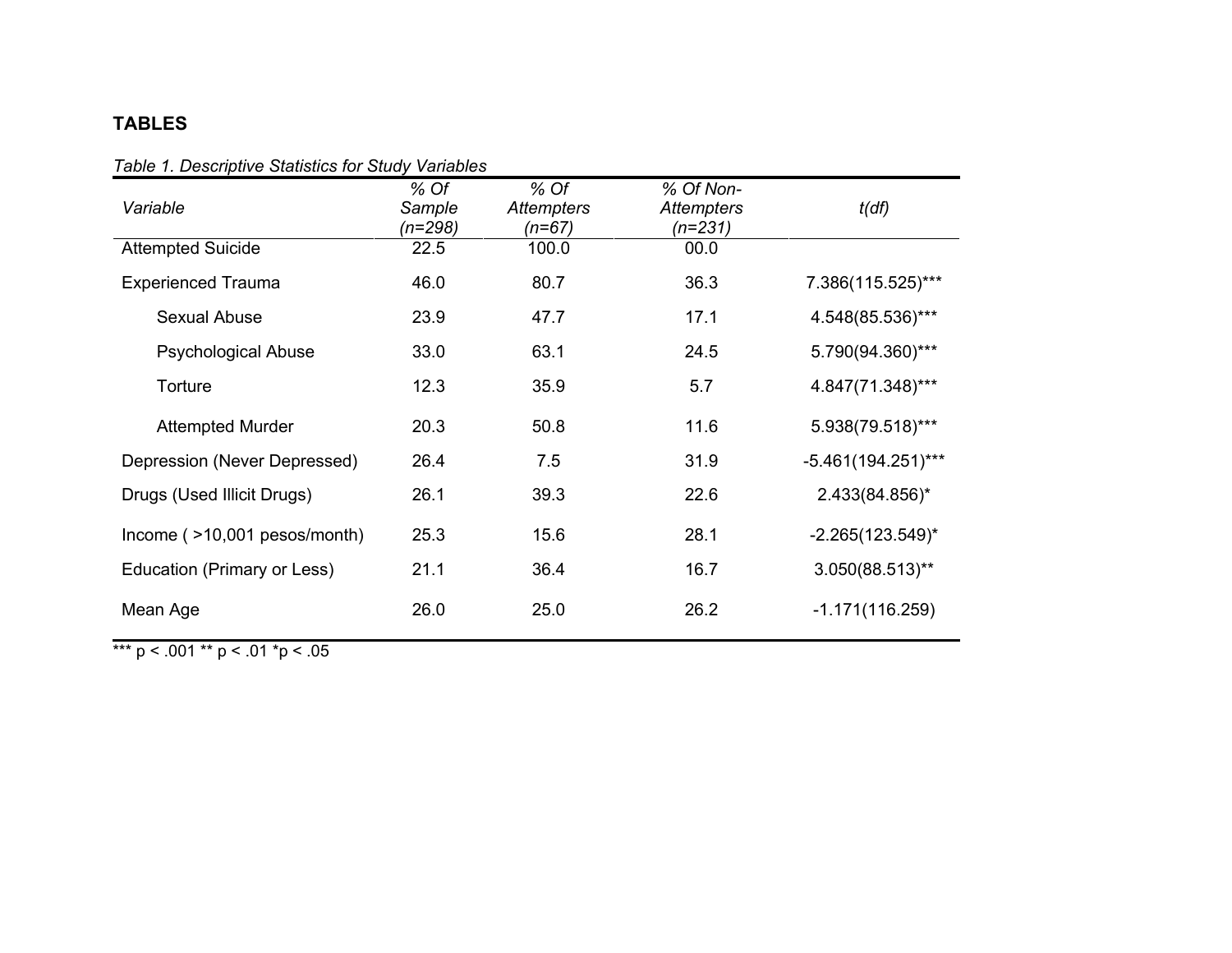# TABLES

*Table 1. Descriptive Statistics for Study Variables*

| *Variable* | *% Of Sample (n=298)* | *% Of Attempters (n=67)* | *% Of Non-Attempters (n=231)* | *t(df)* |
|---|---|---|---|---|
| Attempted Suicide | 22.5 | 100.0 | 00.0 | |
| Experienced Trauma | 46.0 | 80.7 | 36.3 | 7.386(115.525)*** |
| Sexual Abuse | 23.9 | 47.7 | 17.1 | 4.548(85.536)*** |
| Psychological Abuse | 33.0 | 63.1 | 24.5 | 5.790(94.360)*** |
| Torture | 12.3 | 35.9 | 5.7 | 4.847(71.348)*** |
| Attempted Murder | 20.3 | 50.8 | 11.6 | 5.938(79.518)*** |
| Depression (Never Depressed) | 26.4 | 7.5 | 31.9 | -5.461(194.251)*** |
| Drugs (Used Illicit Drugs) | 26.1 | 39.3 | 22.6 | 2.433(84.856)* |
| Income ( >10,001 pesos/month) | 25.3 | 15.6 | 28.1 | -2.265(123.549)* |
| Education (Primary or Less) | 21.1 | 36.4 | 16.7 | 3.050(88.513)** |
| Mean Age | 26.0 | 25.0 | 26.2 | -1.171(116.259) |

*** $p < .001$ ** $p < .01$ * $p < .05$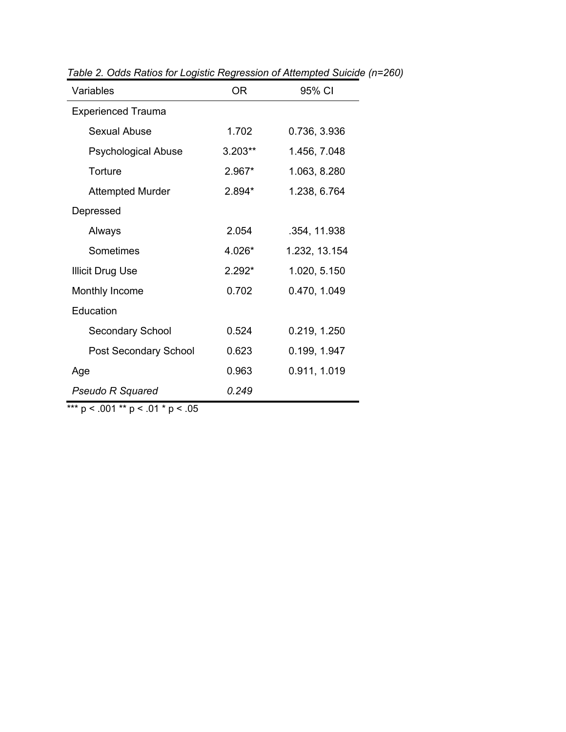*Table 2. Odds Ratios for Logistic Regression of Attempted Suicide (n=260)*

| Variables | OR | 95% CI |
|---|---|---|
| Experienced Trauma | | |
| Sexual Abuse | 1.702 | 0.736, 3.936 |
| Psychological Abuse | 3.203** | 1.456, 7.048 |
| Torture | 2.967* | 1.063, 8.280 |
| Attempted Murder | 2.894* | 1.238, 6.764 |
| Depressed | | |
| Always | 2.054 | .354, 11.938 |
| Sometimes | 4.026* | 1.232, 13.154 |
| Illicit Drug Use | 2.292* | 1.020, 5.150 |
| Monthly Income | 0.702 | 0.470, 1.049 |
| Education | | |
| Secondary School | 0.524 | 0.219, 1.250 |
| Post Secondary School | 0.623 | 0.199, 1.947 |
| Age | 0.963 | 0.911, 1.019 |
| *Pseudo R Squared* | *0.249* | |

*** $p < .001$ ** $p < .01$ * $p < .05$